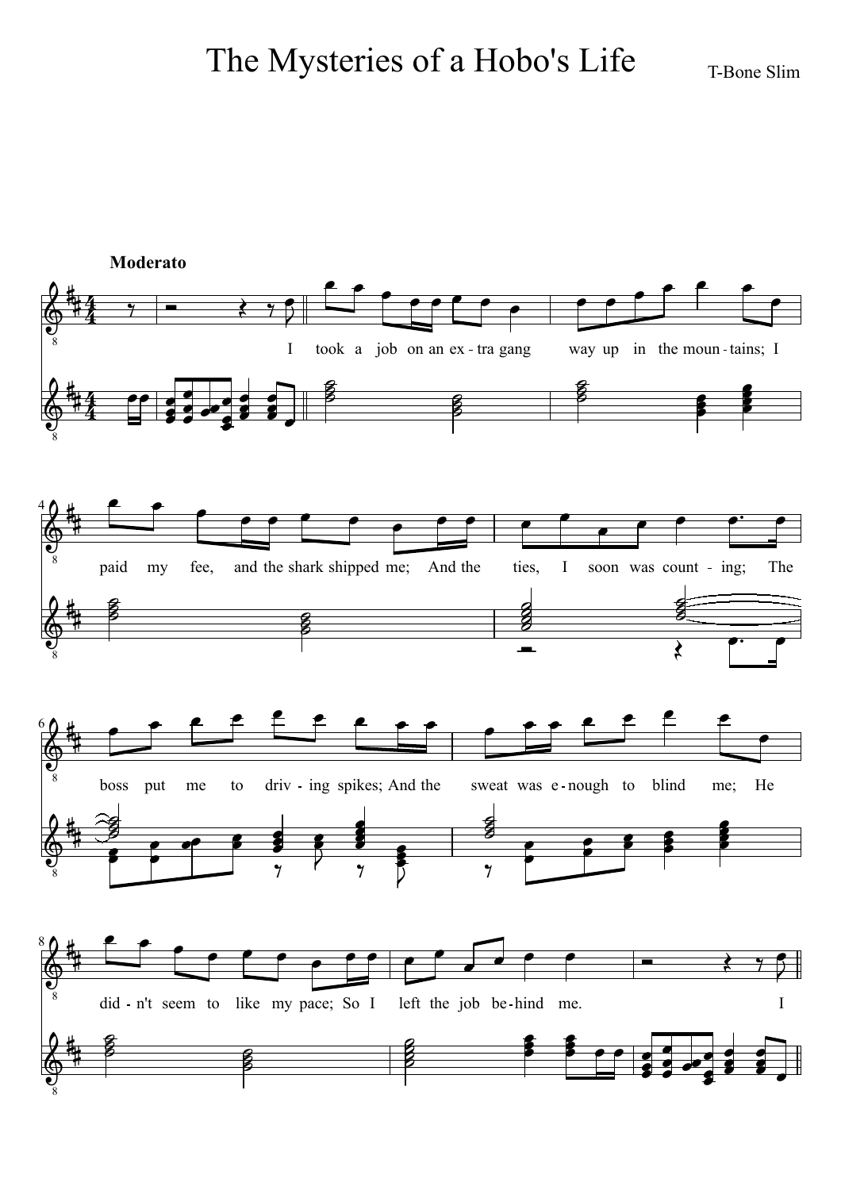# The Mysteries of a Hobo's Life

T-Bone Slim

**Moderato**

I took a job on an ex - tra gang way up in the moun - tains; I paid my fee, and the shark shipped me; And the ties, I soon was count - ing; The boss put me to driv - ing spikes; And the sweat was e - nough to blind me; He did - n't seem to like my pace; So I left the job be - hind me. I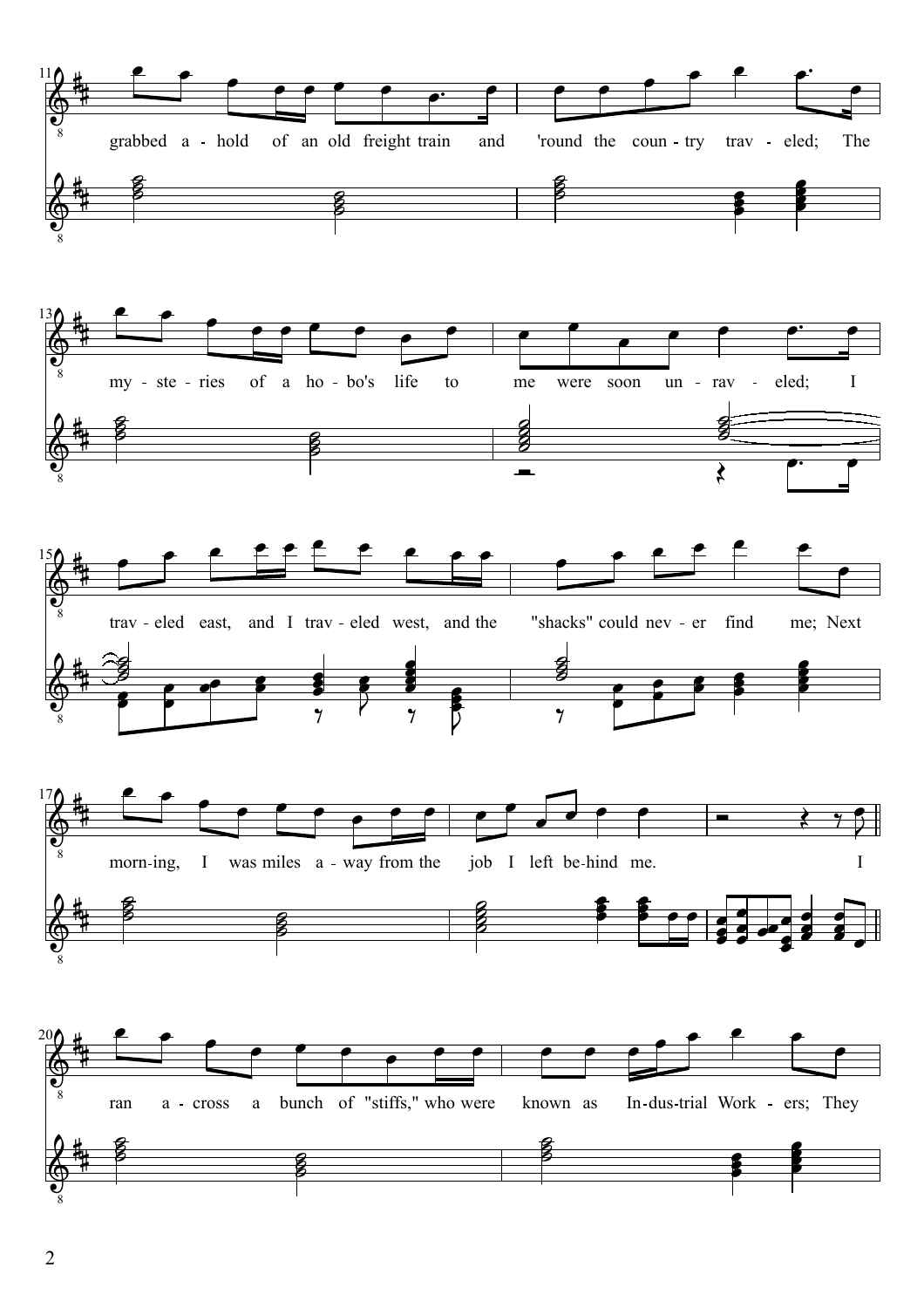grabbed a-hold of an old freight train and 'round the coun-try trav-eled; The

my-ste-ries of a ho-bo's life to me were soon un-rav-eled; I

trav-eled east, and I trav-eled west, and the "shacks" could nev-er find me; Next

morn-ing, I was miles a-way from the job I left be-hind me. I

ran a-cross a bunch of "stiffs," who were known as In-dus-trial Work-ers; They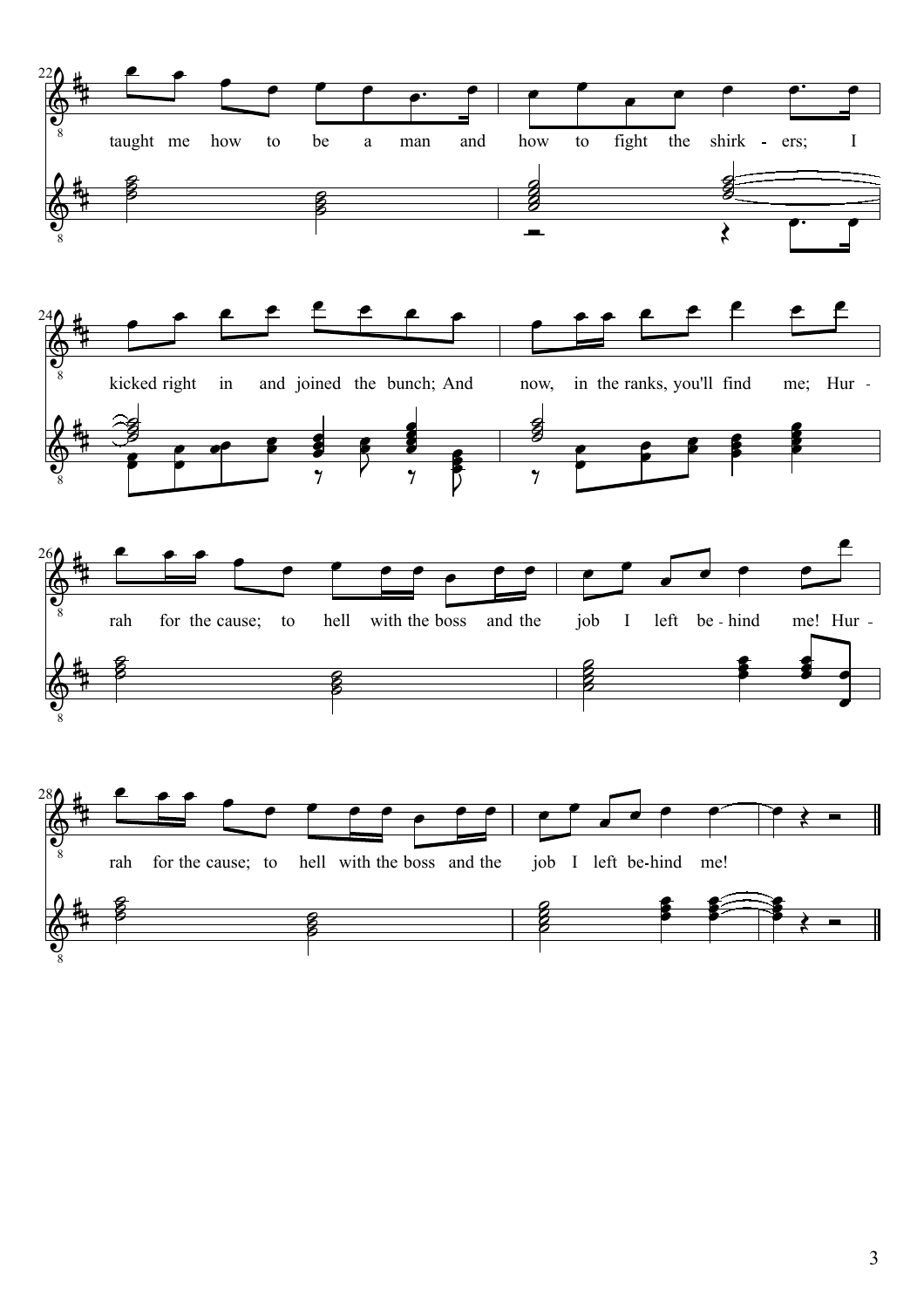taught me how to be a man and how to fight the shirk - ers; I

kicked right in and joined the bunch; And now, in the ranks, you'll find me; Hur -

rah for the cause; to hell with the boss and the job I left be - hind me! Hur -

rah for the cause; to hell with the boss and the job I left be-hind me!